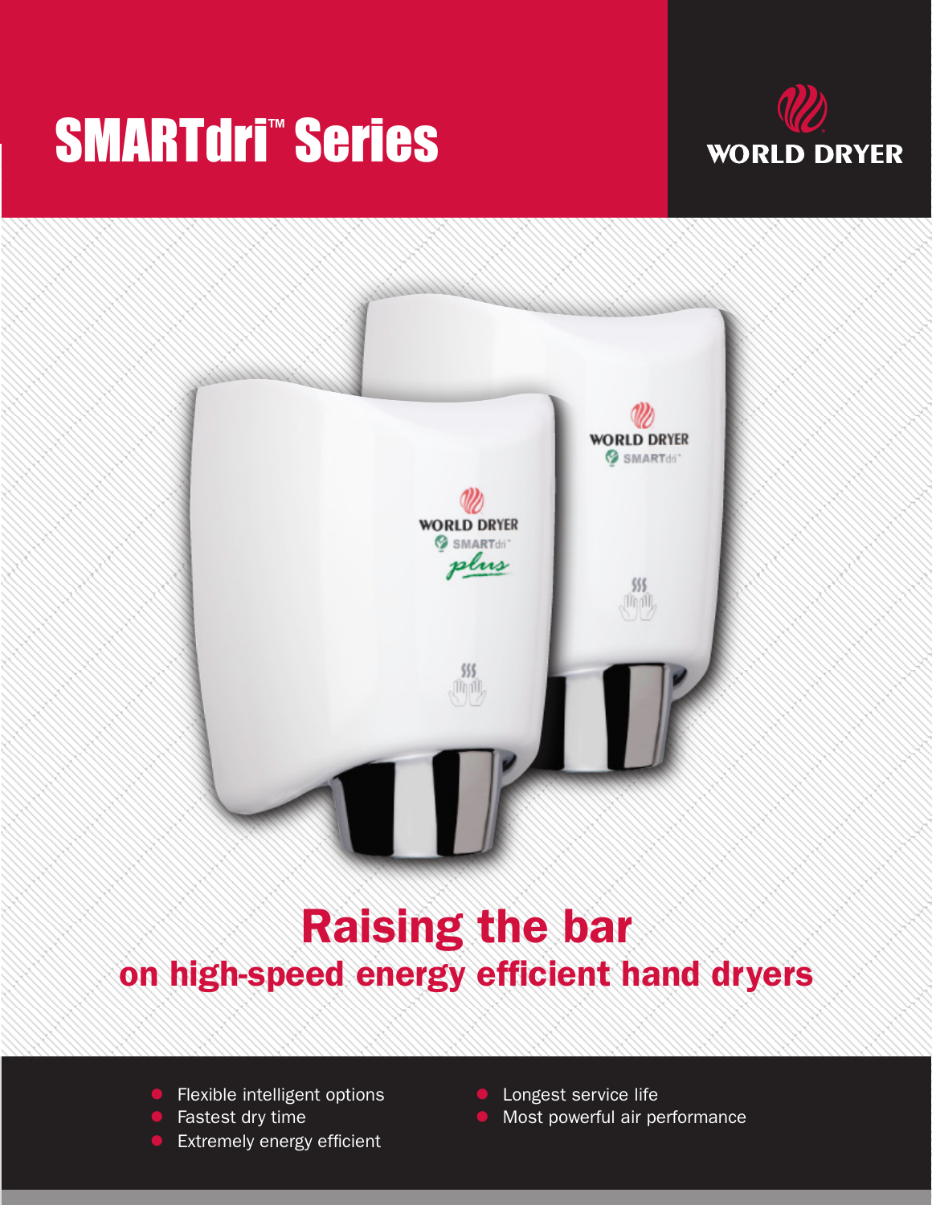# SMARTdri™ Series

WORLD DRYER

## Raising the bar
### on high-speed energy efficient hand dryers

- Flexible intelligent options
- Fastest dry time
- Extremely energy efficient
- Longest service life
- Most powerful air performance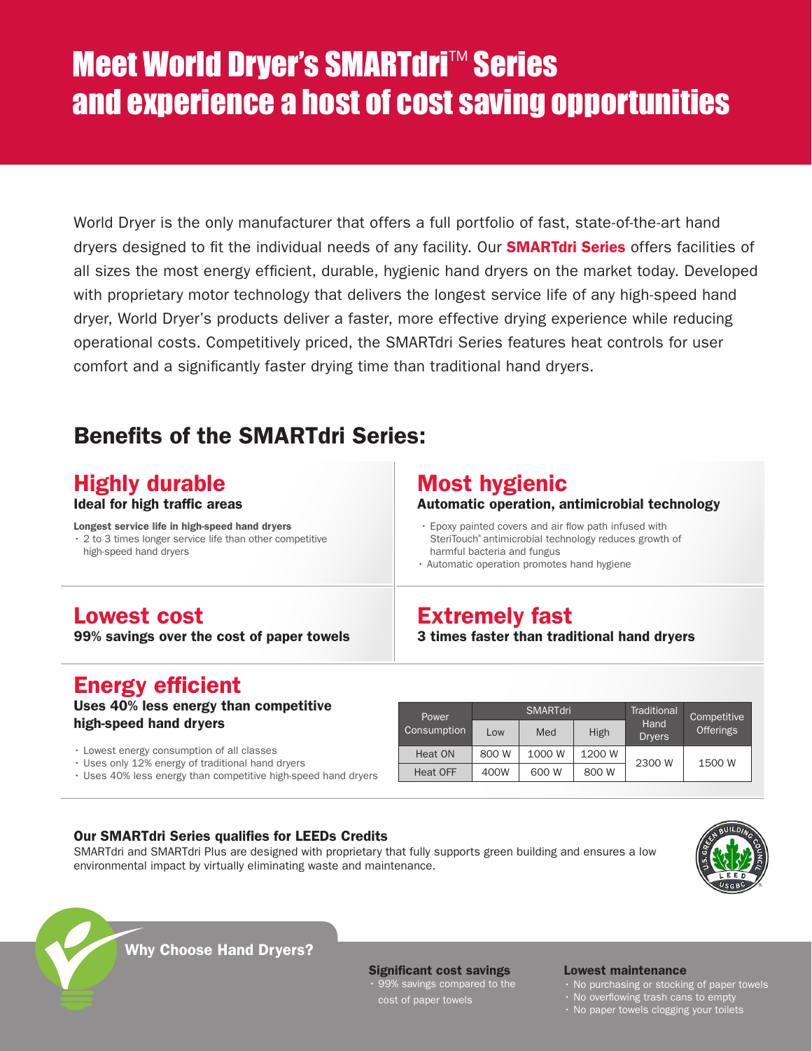# Meet World Dryer's SMARTdri™ Series and experience a host of cost saving opportunities

World Dryer is the only manufacturer that offers a full portfolio of fast, state-of-the-art hand dryers designed to fit the individual needs of any facility. Our **SMARTdri Series** offers facilities of all sizes the most energy efficient, durable, hygienic hand dryers on the market today. Developed with proprietary motor technology that delivers the longest service life of any high-speed hand dryer, World Dryer's products deliver a faster, more effective drying experience while reducing operational costs. Competitively priced, the SMARTdri Series features heat controls for user comfort and a significantly faster drying time than traditional hand dryers.

## Benefits of the SMARTdri Series:

### Highly durable

**Ideal for high traffic areas**

**Longest service life in high-speed hand dryers**

- 2 to 3 times longer service life than other competitive high-speed hand dryers

### Most hygienic

**Automatic operation, antimicrobial technology**

- Epoxy painted covers and air flow path infused with SteriTouch® antimicrobial technology reduces growth of harmful bacteria and fungus
- Automatic operation promotes hand hygiene

### Lowest cost

**99% savings over the cost of paper towels**

### Extremely fast

**3 times faster than traditional hand dryers**

### Energy efficient

**Uses 40% less energy than competitive high-speed hand dryers**

- Lowest energy consumption of all classes
- Uses only 12% energy of traditional hand dryers
- Uses 40% less energy than competitive high-speed hand dryers

| Power Consumption | SMARTdri | | | Traditional Hand Dryers | Competitive Offerings |
|---|---|---|---|---|---|
| | Low | Med | High | | |
| Heat ON | 800 W | 1000 W | 1200 W | 2300 W | 1500 W |
| Heat OFF | 400W | 600 W | 800 W | | |

### Our SMARTdri Series qualifies for LEEDs Credits

SMARTdri and SMARTdri Plus are designed with proprietary that fully supports green building and ensures a low environmental impact by virtually eliminating waste and maintenance.

U.S. GREEN BUILDING COUNCIL LEED USGBC

## Why Choose Hand Dryers?

**Significant cost savings**

- 99% savings compared to the cost of paper towels

**Lowest maintenance**

- No purchasing or stocking of paper towels
- No overflowing trash cans to empty
- No paper towels clogging your toilets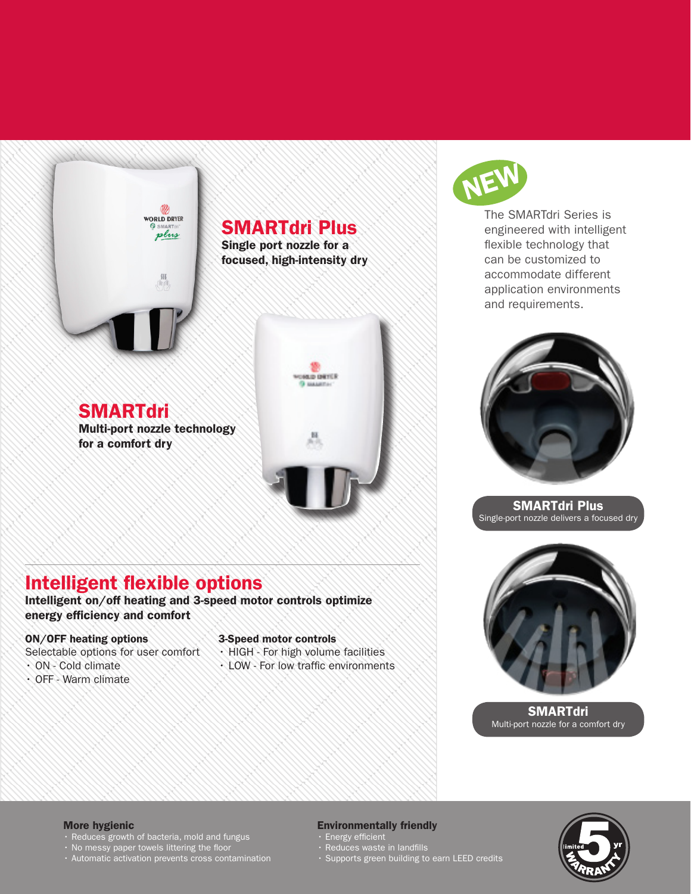## SMARTdri Plus

**Single port nozzle for a focused, high-intensity dry**

## SMARTdri

**Multi-port nozzle technology for a comfort dry**

NEW

The SMARTdri Series is engineered with intelligent flexible technology that can be customized to accommodate different application environments and requirements.

**SMARTdri Plus**
Single-port nozzle delivers a focused dry

**SMARTdri**
Multi-port nozzle for a comfort dry

## Intelligent flexible options

**Intelligent on/off heating and 3-speed motor controls optimize energy efficiency and comfort**

### ON/OFF heating options

Selectable options for user comfort

- ON - Cold climate
- OFF - Warm climate

### 3-Speed motor controls

- HIGH - For high volume facilities
- LOW - For low traffic environments

### More hygienic

- Reduces growth of bacteria, mold and fungus
- No messy paper towels littering the floor
- Automatic activation prevents cross contamination

### Environmentally friendly

- Energy efficient
- Reduces waste in landfills
- Supports green building to earn LEED credits

limited 5 yr WARRANTY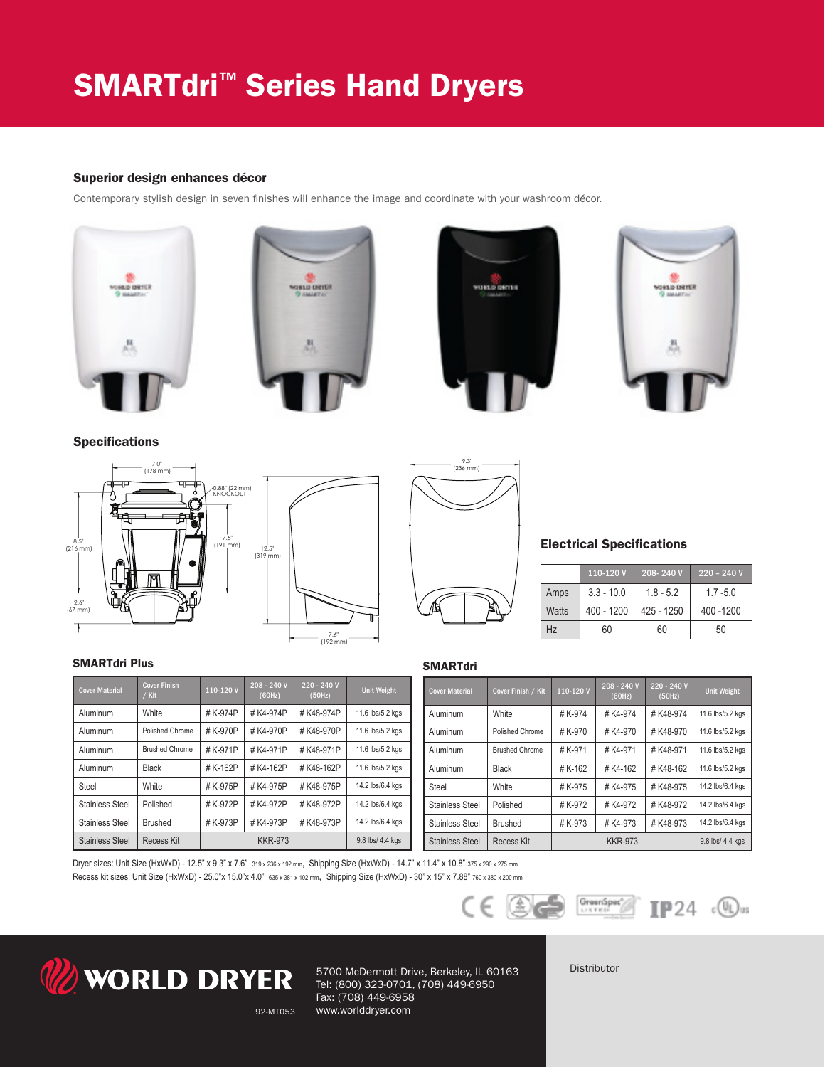# SMARTdri™ Series Hand Dryers

### Superior design enhances décor

Contemporary stylish design in seven finishes will enhance the image and coordinate with your washroom décor.

### Specifications

7.0" (178 mm)

0.88" (22 mm) KNOCKOUT

8.5" (216 mm)

7.5" (191 mm)

2.6" (67 mm)

12.5" (319 mm)

7.6" (192 mm)

9.3" (236 mm)

### Electrical Specifications

| | 110-120 V | 208- 240 V | 220 – 240 V |
|---|---|---|---|
| Amps | 3.3 - 10.0 | 1.8 - 5.2 | 1.7 -5.0 |
| Watts | 400 - 1200 | 425 - 1250 | 400 -1200 |
| Hz | 60 | 60 | 50 |

### SMARTdri Plus

| Cover Material | Cover Finish / Kit | 110-120 V | 208 - 240 V (60Hz) | 220 - 240 V (50Hz) | Unit Weight |
|---|---|---|---|---|---|
| Aluminum | White | # K-974P | # K4-974P | # K48-974P | 11.6 lbs/5.2 kgs |
| Aluminum | Polished Chrome | # K-970P | # K4-970P | # K48-970P | 11.6 lbs/5.2 kgs |
| Aluminum | Brushed Chrome | # K-971P | # K4-971P | # K48-971P | 11.6 lbs/5.2 kgs |
| Aluminum | Black | # K-162P | # K4-162P | # K48-162P | 11.6 lbs/5.2 kgs |
| Steel | White | # K-975P | # K4-975P | # K48-975P | 14.2 lbs/6.4 kgs |
| Stainless Steel | Polished | # K-972P | # K4-972P | # K48-972P | 14.2 lbs/6.4 kgs |
| Stainless Steel | Brushed | # K-973P | # K4-973P | # K48-973P | 14.2 lbs/6.4 kgs |
| Stainless Steel | Recess Kit | KKR-973 | | | 9.8 lbs/ 4.4 kgs |

### SMARTdri

| Cover Material | Cover Finish / Kit | 110-120 V | 208 - 240 V (60Hz) | 220 - 240 V (50Hz) | Unit Weight |
|---|---|---|---|---|---|
| Aluminum | White | # K-974 | # K4-974 | # K48-974 | 11.6 lbs/5.2 kgs |
| Aluminum | Polished Chrome | # K-970 | # K4-970 | # K48-970 | 11.6 lbs/5.2 kgs |
| Aluminum | Brushed Chrome | # K-971 | # K4-971 | # K48-971 | 11.6 lbs/5.2 kgs |
| Aluminum | Black | # K-162 | # K4-162 | # K48-162 | 11.6 lbs/5.2 kgs |
| Steel | White | # K-975 | # K4-975 | # K48-975 | 14.2 lbs/6.4 kgs |
| Stainless Steel | Polished | # K-972 | # K4-972 | # K48-972 | 14.2 lbs/6.4 kgs |
| Stainless Steel | Brushed | # K-973 | # K4-973 | # K48-973 | 14.2 lbs/6.4 kgs |
| Stainless Steel | Recess Kit | KKR-973 | | | 9.8 lbs/ 4.4 kgs |

Dryer sizes: Unit Size (HxWxD) - 12.5" x 9.3" x 7.6" 319 x 236 x 192 mm, Shipping Size (HxWxD) - 14.7" x 11.4" x 10.8" 375 x 290 x 275 mm

Recess kit sizes: Unit Size (HxWxD) - 25.0"x 15.0"x 4.0" 635 x 381 x 102 mm, Shipping Size (HxWxD) - 30" x 15" x 7.88" 760 x 380 x 200 mm

CE GreenSpec LISTED IP24 c UL us

WORLD DRYER

92-MT053

5700 McDermott Drive, Berkeley, IL 60163
Tel: (800) 323-0701, (708) 449-6950
Fax: (708) 449-6958
www.worlddryer.com

Distributor